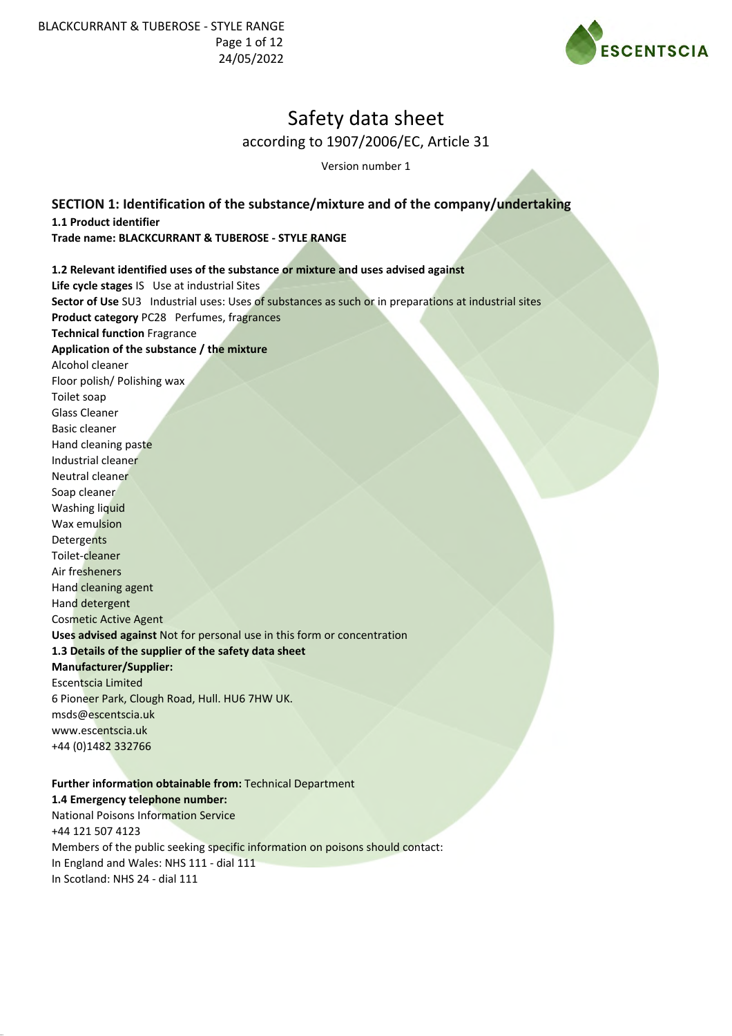# Safety data sheet

according to 1907/2006/EC, Article 31

Version number 1

## SECTION 1: Identification of the substance/mixture and of the company/undertaking

**1.1 Product identifier**

**Trade name: BLACKCURRANT & TUBEROSE - STYLE RANGE**

**1.2 Relevant identified uses of the substance or mixture and uses advised against**

**Life cycle stages** IS Use at industrial Sites

**Sector of Use** SU3 Industrial uses: Uses of substances as such or in preparations at industrial sites

**Product category** PC28 Perfumes, fragrances

**Technical function** Fragrance

**Application of the substance / the mixture**

Alcohol cleaner
Floor polish/ Polishing wax
Toilet soap
Glass Cleaner
Basic cleaner
Hand cleaning paste
Industrial cleaner
Neutral cleaner
Soap cleaner
Washing liquid
Wax emulsion
Detergents
Toilet-cleaner
Air fresheners
Hand cleaning agent
Hand detergent
Cosmetic Active Agent

**Uses advised against** Not for personal use in this form or concentration

**1.3 Details of the supplier of the safety data sheet**

**Manufacturer/Supplier:**

Escentscia Limited
6 Pioneer Park, Clough Road, Hull. HU6 7HW UK.
msds@escentscia.uk
www.escentscia.uk
+44 (0)1482 332766

**Further information obtainable from:** Technical Department

**1.4 Emergency telephone number:**

National Poisons Information Service
+44 121 507 4123
Members of the public seeking specific information on poisons should contact:
In England and Wales: NHS 111 - dial 111
In Scotland: NHS 24 - dial 111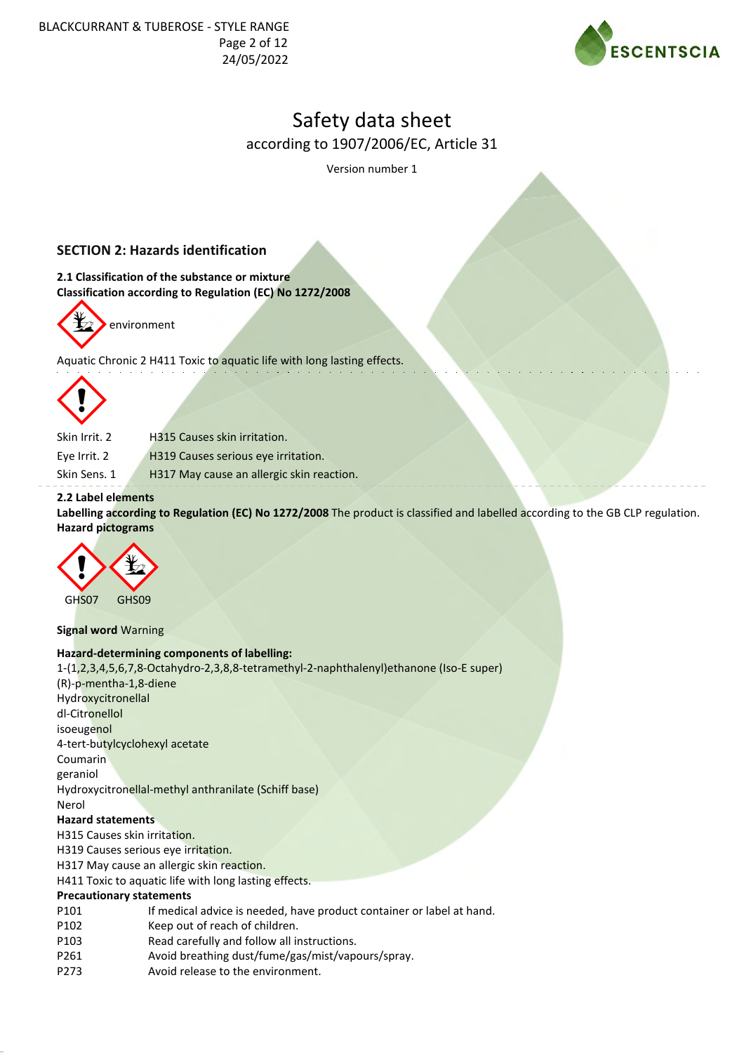# Safety data sheet

according to 1907/2006/EC, Article 31

Version number 1

## SECTION 2: Hazards identification

**2.1 Classification of the substance or mixture**

**Classification according to Regulation (EC) No 1272/2008**

environment

Aquatic Chronic 2 H411 Toxic to aquatic life with long lasting effects.

| | |
|---|---|
| Skin Irrit. 2 | H315 Causes skin irritation. |
| Eye Irrit. 2 | H319 Causes serious eye irritation. |
| Skin Sens. 1 | H317 May cause an allergic skin reaction. |

**2.2 Label elements**

**Labelling according to Regulation (EC) No 1272/2008** The product is classified and labelled according to the GB CLP regulation.

**Hazard pictograms**

GHS07 GHS09

**Signal word** Warning

**Hazard-determining components of labelling:**

1-(1,2,3,4,5,6,7,8-Octahydro-2,3,8,8-tetramethyl-2-naphthalenyl)ethanone (Iso-E super)
(R)-p-mentha-1,8-diene
Hydroxycitronellal
dl-Citronellol
isoeugenol
4-tert-butylcyclohexyl acetate
Coumarin
geraniol
Hydroxycitronellal-methyl anthranilate (Schiff base)
Nerol

**Hazard statements**

H315 Causes skin irritation.
H319 Causes serious eye irritation.
H317 May cause an allergic skin reaction.
H411 Toxic to aquatic life with long lasting effects.

**Precautionary statements**

| | |
|---|---|
| P101 | If medical advice is needed, have product container or label at hand. |
| P102 | Keep out of reach of children. |
| P103 | Read carefully and follow all instructions. |
| P261 | Avoid breathing dust/fume/gas/mist/vapours/spray. |
| P273 | Avoid release to the environment. |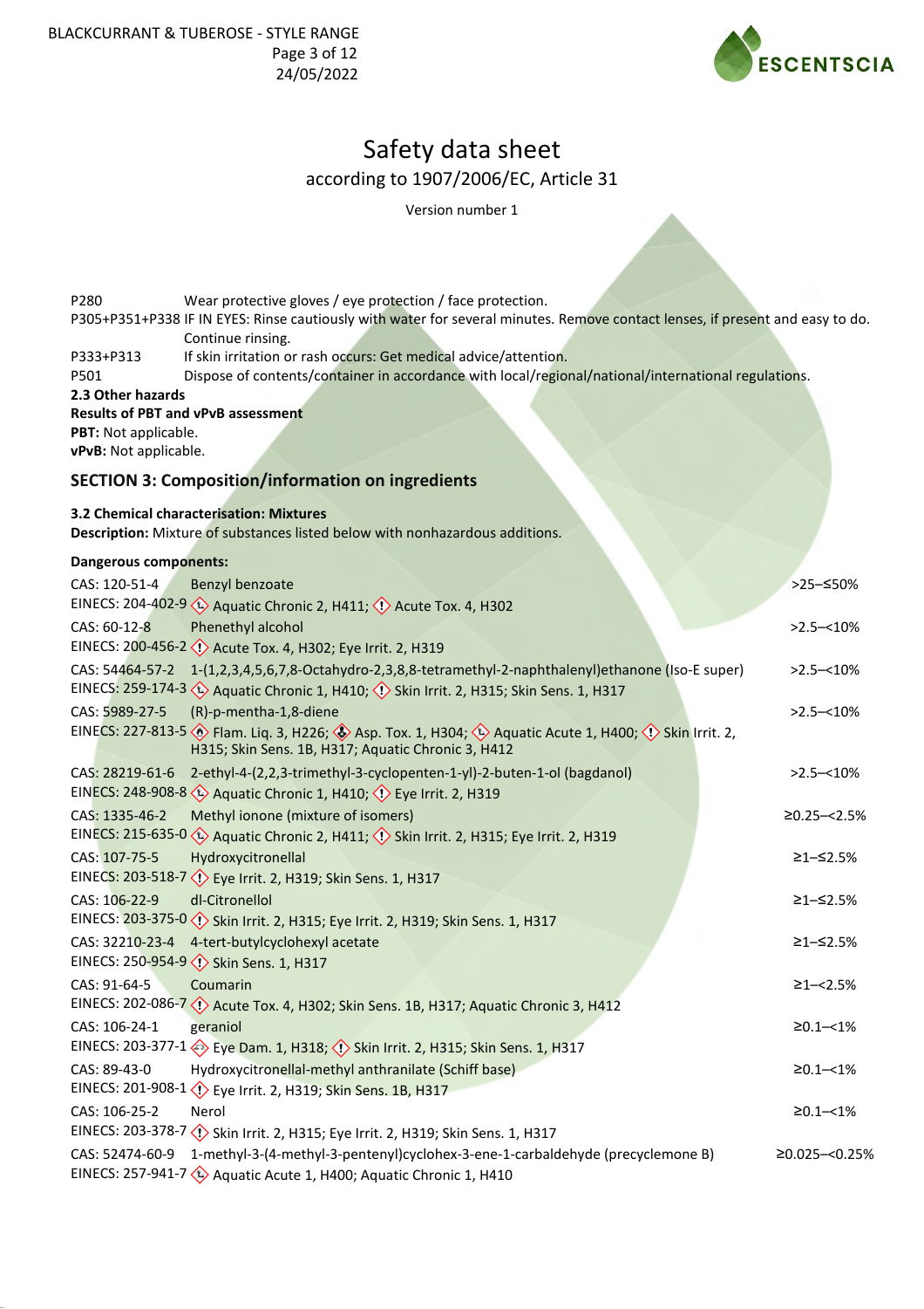# Safety data sheet

according to 1907/2006/EC, Article 31

Version number 1

| | |
|---|---|
| P280 | Wear protective gloves / eye protection / face protection. |
| P305+P351+P338 | IF IN EYES: Rinse cautiously with water for several minutes. Remove contact lenses, if present and easy to do. Continue rinsing. |
| P333+P313 | If skin irritation or rash occurs: Get medical advice/attention. |
| P501 | Dispose of contents/container in accordance with local/regional/national/international regulations. |

**2.3 Other hazards**

**Results of PBT and vPvB assessment**

**PBT:** Not applicable.

**vPvB:** Not applicable.

## SECTION 3: Composition/information on ingredients

**3.2 Chemical characterisation: Mixtures**

**Description:** Mixture of substances listed below with nonhazardous additions.

**Dangerous components:**

| Identifiers | Component / Classification | Concentration |
|---|---|---|
| CAS: 120-51-4<br>EINECS: 204-402-9 | Benzyl benzoate<br>Aquatic Chronic 2, H411; Acute Tox. 4, H302 | >25–≤50% |
| CAS: 60-12-8<br>EINECS: 200-456-2 | Phenethyl alcohol<br>Acute Tox. 4, H302; Eye Irrit. 2, H319 | >2.5–<10% |
| CAS: 54464-57-2<br>EINECS: 259-174-3 | 1-(1,2,3,4,5,6,7,8-Octahydro-2,3,8,8-tetramethyl-2-naphthalenyl)ethanone (Iso-E super)<br>Aquatic Chronic 1, H410; Skin Irrit. 2, H315; Skin Sens. 1, H317 | >2.5–<10% |
| CAS: 5989-27-5<br>EINECS: 227-813-5 | (R)-p-mentha-1,8-diene<br>Flam. Liq. 3, H226; Asp. Tox. 1, H304; Aquatic Acute 1, H400; Skin Irrit. 2, H315; Skin Sens. 1B, H317; Aquatic Chronic 3, H412 | >2.5–<10% |
| CAS: 28219-61-6<br>EINECS: 248-908-8 | 2-ethyl-4-(2,2,3-trimethyl-3-cyclopenten-1-yl)-2-buten-1-ol (bagdanol)<br>Aquatic Chronic 1, H410; Eye Irrit. 2, H319 | >2.5–<10% |
| CAS: 1335-46-2<br>EINECS: 215-635-0 | Methyl ionone (mixture of isomers)<br>Aquatic Chronic 2, H411; Skin Irrit. 2, H315; Eye Irrit. 2, H319 | ≥0.25–<2.5% |
| CAS: 107-75-5<br>EINECS: 203-518-7 | Hydroxycitronellal<br>Eye Irrit. 2, H319; Skin Sens. 1, H317 | ≥1–≤2.5% |
| CAS: 106-22-9<br>EINECS: 203-375-0 | dl-Citronellol<br>Skin Irrit. 2, H315; Eye Irrit. 2, H319; Skin Sens. 1, H317 | ≥1–≤2.5% |
| CAS: 32210-23-4<br>EINECS: 250-954-9 | 4-tert-butylcyclohexyl acetate<br>Skin Sens. 1, H317 | ≥1–≤2.5% |
| CAS: 91-64-5<br>EINECS: 202-086-7 | Coumarin<br>Acute Tox. 4, H302; Skin Sens. 1B, H317; Aquatic Chronic 3, H412 | ≥1–<2.5% |
| CAS: 106-24-1<br>EINECS: 203-377-1 | geraniol<br>Eye Dam. 1, H318; Skin Irrit. 2, H315; Skin Sens. 1, H317 | ≥0.1–<1% |
| CAS: 89-43-0<br>EINECS: 201-908-1 | Hydroxycitronellal-methyl anthranilate (Schiff base)<br>Eye Irrit. 2, H319; Skin Sens. 1B, H317 | ≥0.1–<1% |
| CAS: 106-25-2<br>EINECS: 203-378-7 | Nerol<br>Skin Irrit. 2, H315; Eye Irrit. 2, H319; Skin Sens. 1, H317 | ≥0.1–<1% |
| CAS: 52474-60-9<br>EINECS: 257-941-7 | 1-methyl-3-(4-methyl-3-pentenyl)cyclohex-3-ene-1-carbaldehyde (precyclemone B)<br>Aquatic Acute 1, H400; Aquatic Chronic 1, H410 | ≥0.025–<0.25% |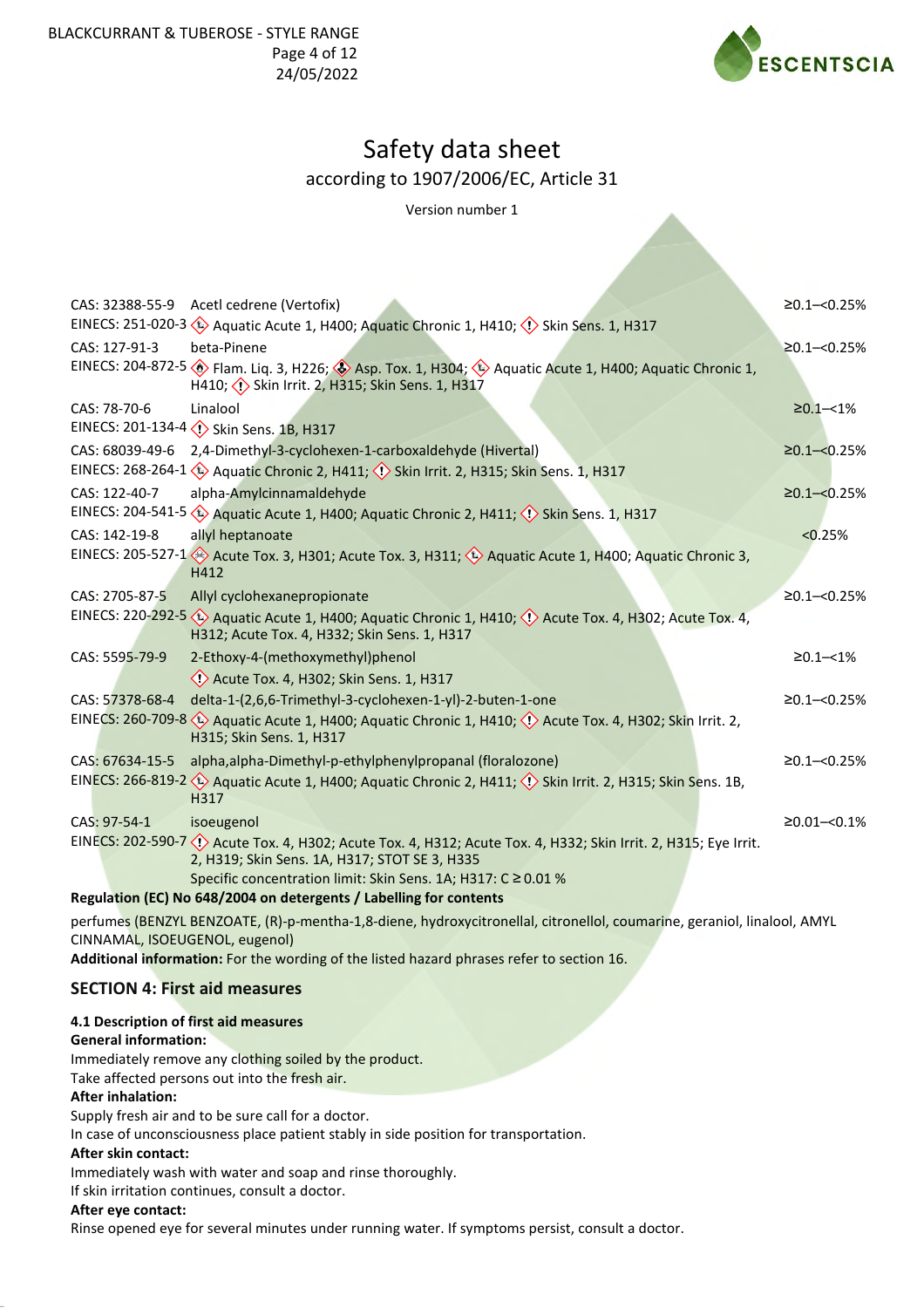# Safety data sheet

according to 1907/2006/EC, Article 31

Version number 1

| | | |
|---|---|---|
| CAS: 32388-55-9<br>EINECS: 251-020-3 | Acetl cedrene (Vertofix)<br>Aquatic Acute 1, H400; Aquatic Chronic 1, H410; Skin Sens. 1, H317 | ≥0.1–<0.25% |
| CAS: 127-91-3<br>EINECS: 204-872-5 | beta-Pinene<br>Flam. Liq. 3, H226; Asp. Tox. 1, H304; Aquatic Acute 1, H400; Aquatic Chronic 1, H410; Skin Irrit. 2, H315; Skin Sens. 1, H317 | ≥0.1–<0.25% |
| CAS: 78-70-6<br>EINECS: 201-134-4 | Linalool<br>Skin Sens. 1B, H317 | ≥0.1–<1% |
| CAS: 68039-49-6<br>EINECS: 268-264-1 | 2,4-Dimethyl-3-cyclohexen-1-carboxaldehyde (Hivertal)<br>Aquatic Chronic 2, H411; Skin Irrit. 2, H315; Skin Sens. 1, H317 | ≥0.1–<0.25% |
| CAS: 122-40-7<br>EINECS: 204-541-5 | alpha-Amylcinnamaldehyde<br>Aquatic Acute 1, H400; Aquatic Chronic 2, H411; Skin Sens. 1, H317 | ≥0.1–<0.25% |
| CAS: 142-19-8<br>EINECS: 205-527-1 | allyl heptanoate<br>Acute Tox. 3, H301; Acute Tox. 3, H311; Aquatic Acute 1, H400; Aquatic Chronic 3, H412 | <0.25% |
| CAS: 2705-87-5<br>EINECS: 220-292-5 | Allyl cyclohexanepropionate<br>Aquatic Acute 1, H400; Aquatic Chronic 1, H410; Acute Tox. 4, H302; Acute Tox. 4, H312; Acute Tox. 4, H332; Skin Sens. 1, H317 | ≥0.1–<0.25% |
| CAS: 5595-79-9 | 2-Ethoxy-4-(methoxymethyl)phenol<br>Acute Tox. 4, H302; Skin Sens. 1, H317 | ≥0.1–<1% |
| CAS: 57378-68-4<br>EINECS: 260-709-8 | delta-1-(2,6,6-Trimethyl-3-cyclohexen-1-yl)-2-buten-1-one<br>Aquatic Acute 1, H400; Aquatic Chronic 1, H410; Acute Tox. 4, H302; Skin Irrit. 2, H315; Skin Sens. 1, H317 | ≥0.1–<0.25% |
| CAS: 67634-15-5<br>EINECS: 266-819-2 | alpha,alpha-Dimethyl-p-ethylphenylpropanal (floralozone)<br>Aquatic Acute 1, H400; Aquatic Chronic 2, H411; Skin Irrit. 2, H315; Skin Sens. 1B, H317 | ≥0.1–<0.25% |
| CAS: 97-54-1<br>EINECS: 202-590-7 | isoeugenol<br>Acute Tox. 4, H302; Acute Tox. 4, H312; Acute Tox. 4, H332; Skin Irrit. 2, H315; Eye Irrit. 2, H319; Skin Sens. 1A, H317; STOT SE 3, H335<br>Specific concentration limit: Skin Sens. 1A; H317: C ≥ 0.01 % | ≥0.01–<0.1% |

**Regulation (EC) No 648/2004 on detergents / Labelling for contents**

perfumes (BENZYL BENZOATE, (R)-p-mentha-1,8-diene, hydroxycitronellal, citronellol, coumarine, geraniol, linalool, AMYL CINNAMAL, ISOEUGENOL, eugenol)

**Additional information:** For the wording of the listed hazard phrases refer to section 16.

## SECTION 4: First aid measures

**4.1 Description of first aid measures**

**General information:**

Immediately remove any clothing soiled by the product.

Take affected persons out into the fresh air.

**After inhalation:**

Supply fresh air and to be sure call for a doctor.

In case of unconsciousness place patient stably in side position for transportation.

**After skin contact:**

Immediately wash with water and soap and rinse thoroughly.

If skin irritation continues, consult a doctor.

**After eye contact:**

Rinse opened eye for several minutes under running water. If symptoms persist, consult a doctor.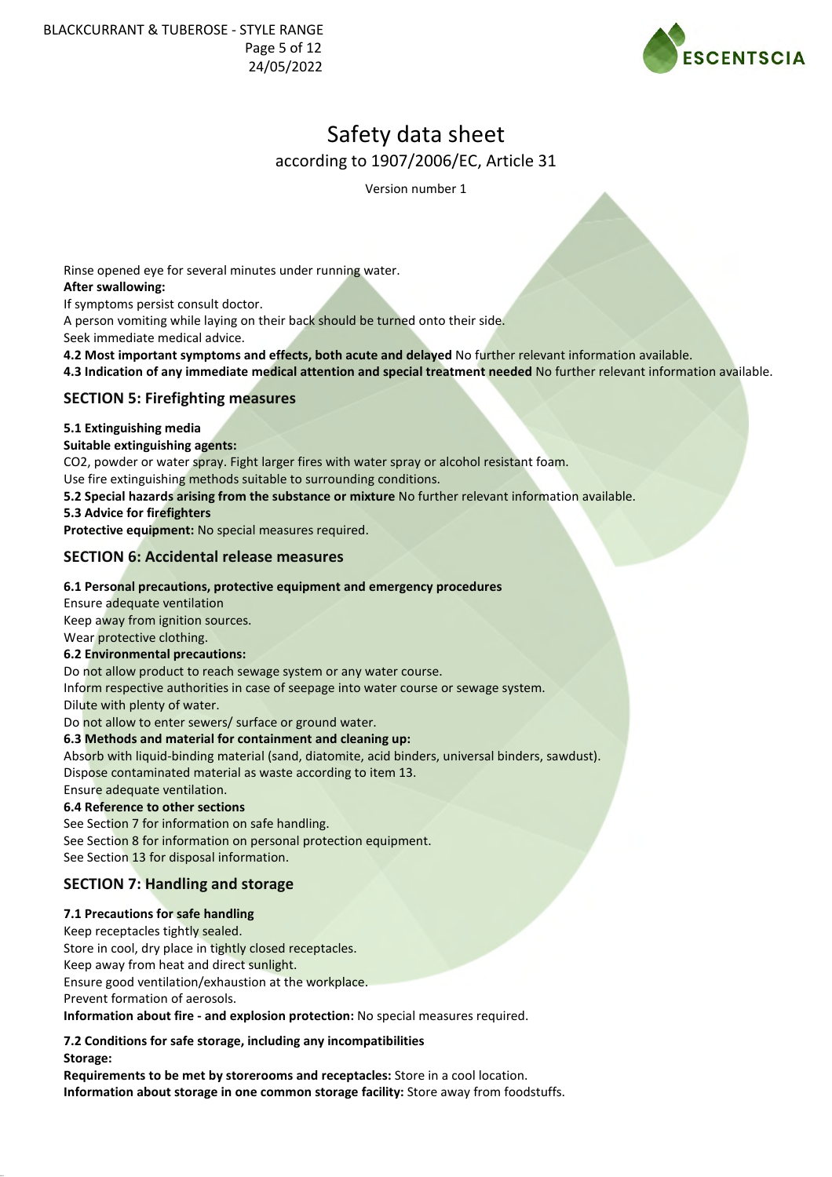# Safety data sheet

according to 1907/2006/EC, Article 31

Version number 1

Rinse opened eye for several minutes under running water.

**After swallowing:**

If symptoms persist consult doctor.

A person vomiting while laying on their back should be turned onto their side.

Seek immediate medical advice.

**4.2 Most important symptoms and effects, both acute and delayed** No further relevant information available.

**4.3 Indication of any immediate medical attention and special treatment needed** No further relevant information available.

## SECTION 5: Firefighting measures

**5.1 Extinguishing media**

**Suitable extinguishing agents:**

$CO_2$, powder or water spray. Fight larger fires with water spray or alcohol resistant foam.

Use fire extinguishing methods suitable to surrounding conditions.

**5.2 Special hazards arising from the substance or mixture** No further relevant information available.

**5.3 Advice for firefighters**

**Protective equipment:** No special measures required.

## SECTION 6: Accidental release measures

**6.1 Personal precautions, protective equipment and emergency procedures**

Ensure adequate ventilation

Keep away from ignition sources.

Wear protective clothing.

**6.2 Environmental precautions:**

Do not allow product to reach sewage system or any water course.

Inform respective authorities in case of seepage into water course or sewage system.

Dilute with plenty of water.

Do not allow to enter sewers/ surface or ground water.

**6.3 Methods and material for containment and cleaning up:**

Absorb with liquid-binding material (sand, diatomite, acid binders, universal binders, sawdust).

Dispose contaminated material as waste according to item 13.

Ensure adequate ventilation.

**6.4 Reference to other sections**

See Section 7 for information on safe handling.

See Section 8 for information on personal protection equipment.

See Section 13 for disposal information.

## SECTION 7: Handling and storage

**7.1 Precautions for safe handling**

Keep receptacles tightly sealed.

Store in cool, dry place in tightly closed receptacles.

Keep away from heat and direct sunlight.

Ensure good ventilation/exhaustion at the workplace.

Prevent formation of aerosols.

**Information about fire - and explosion protection:** No special measures required.

**7.2 Conditions for safe storage, including any incompatibilities**

**Storage:**

**Requirements to be met by storerooms and receptacles:** Store in a cool location.

**Information about storage in one common storage facility:** Store away from foodstuffs.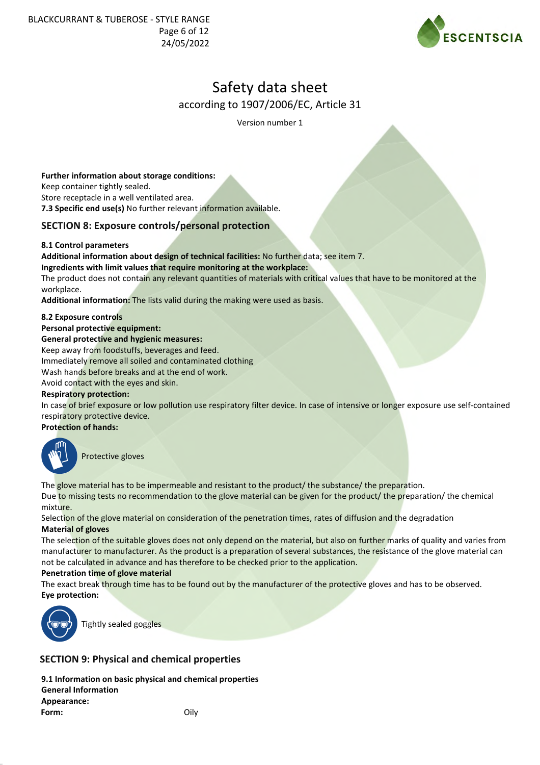**Further information about storage conditions:**
Keep container tightly sealed.
Store receptacle in a well ventilated area.
**7.3 Specific end use(s)** No further relevant information available.

## SECTION 8: Exposure controls/personal protection

**8.1 Control parameters**
**Additional information about design of technical facilities:** No further data; see item 7.
**Ingredients with limit values that require monitoring at the workplace:**
The product does not contain any relevant quantities of materials with critical values that have to be monitored at the workplace.
**Additional information:** The lists valid during the making were used as basis.

**8.2 Exposure controls**
**Personal protective equipment:**
**General protective and hygienic measures:**
Keep away from foodstuffs, beverages and feed.
Immediately remove all soiled and contaminated clothing
Wash hands before breaks and at the end of work.
Avoid contact with the eyes and skin.
**Respiratory protection:**
In case of brief exposure or low pollution use respiratory filter device. In case of intensive or longer exposure use self-contained respiratory protective device.
**Protection of hands:**

Protective gloves

The glove material has to be impermeable and resistant to the product/ the substance/ the preparation.
Due to missing tests no recommendation to the glove material can be given for the product/ the preparation/ the chemical mixture.
Selection of the glove material on consideration of the penetration times, rates of diffusion and the degradation
**Material of gloves**
The selection of the suitable gloves does not only depend on the material, but also on further marks of quality and varies from manufacturer to manufacturer. As the product is a preparation of several substances, the resistance of the glove material can not be calculated in advance and has therefore to be checked prior to the application.
**Penetration time of glove material**
The exact break through time has to be found out by the manufacturer of the protective gloves and has to be observed.
**Eye protection:**

Tightly sealed goggles

## SECTION 9: Physical and chemical properties

**9.1 Information on basic physical and chemical properties**
**General Information**
**Appearance:**
**Form:** Oily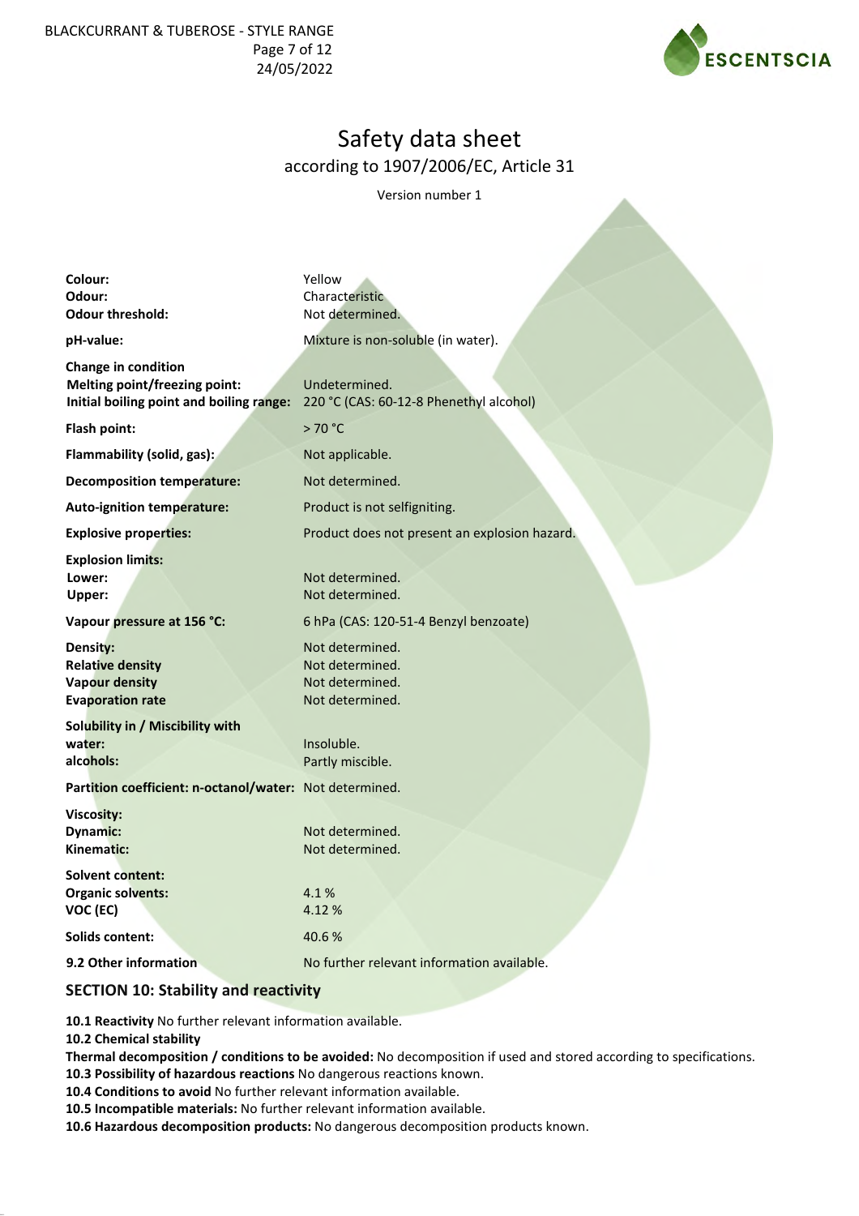# Safety data sheet

according to 1907/2006/EC, Article 31

Version number 1

| | |
|---|---|
| **Colour:** | Yellow |
| **Odour:** | Characteristic |
| **Odour threshold:** | Not determined. |
| **pH-value:** | Mixture is non-soluble (in water). |
| **Change in condition** | |
| **Melting point/freezing point:** | Undetermined. |
| **Initial boiling point and boiling range:** | 220 °C (CAS: 60-12-8 Phenethyl alcohol) |
| **Flash point:** | > 70 °C |
| **Flammability (solid, gas):** | Not applicable. |
| **Decomposition temperature:** | Not determined. |
| **Auto-ignition temperature:** | Product is not selfigniting. |
| **Explosive properties:** | Product does not present an explosion hazard. |
| **Explosion limits:** | |
| **Lower:** | Not determined. |
| **Upper:** | Not determined. |
| **Vapour pressure at 156 °C:** | 6 hPa (CAS: 120-51-4 Benzyl benzoate) |
| **Density:** | Not determined. |
| **Relative density** | Not determined. |
| **Vapour density** | Not determined. |
| **Evaporation rate** | Not determined. |
| **Solubility in / Miscibility with** | |
| **water:** | Insoluble. |
| **alcohols:** | Partly miscible. |
| **Partition coefficient: n-octanol/water:** | Not determined. |
| **Viscosity:** | |
| **Dynamic:** | Not determined. |
| **Kinematic:** | Not determined. |
| **Solvent content:** | |
| **Organic solvents:** | 4.1 % |
| **VOC (EC)** | 4.12 % |
| **Solids content:** | 40.6 % |
| **9.2 Other information** | No further relevant information available. |

## SECTION 10: Stability and reactivity

**10.1 Reactivity** No further relevant information available.

**10.2 Chemical stability**

**Thermal decomposition / conditions to be avoided:** No decomposition if used and stored according to specifications.

**10.3 Possibility of hazardous reactions** No dangerous reactions known.

**10.4 Conditions to avoid** No further relevant information available.

**10.5 Incompatible materials:** No further relevant information available.

**10.6 Hazardous decomposition products:** No dangerous decomposition products known.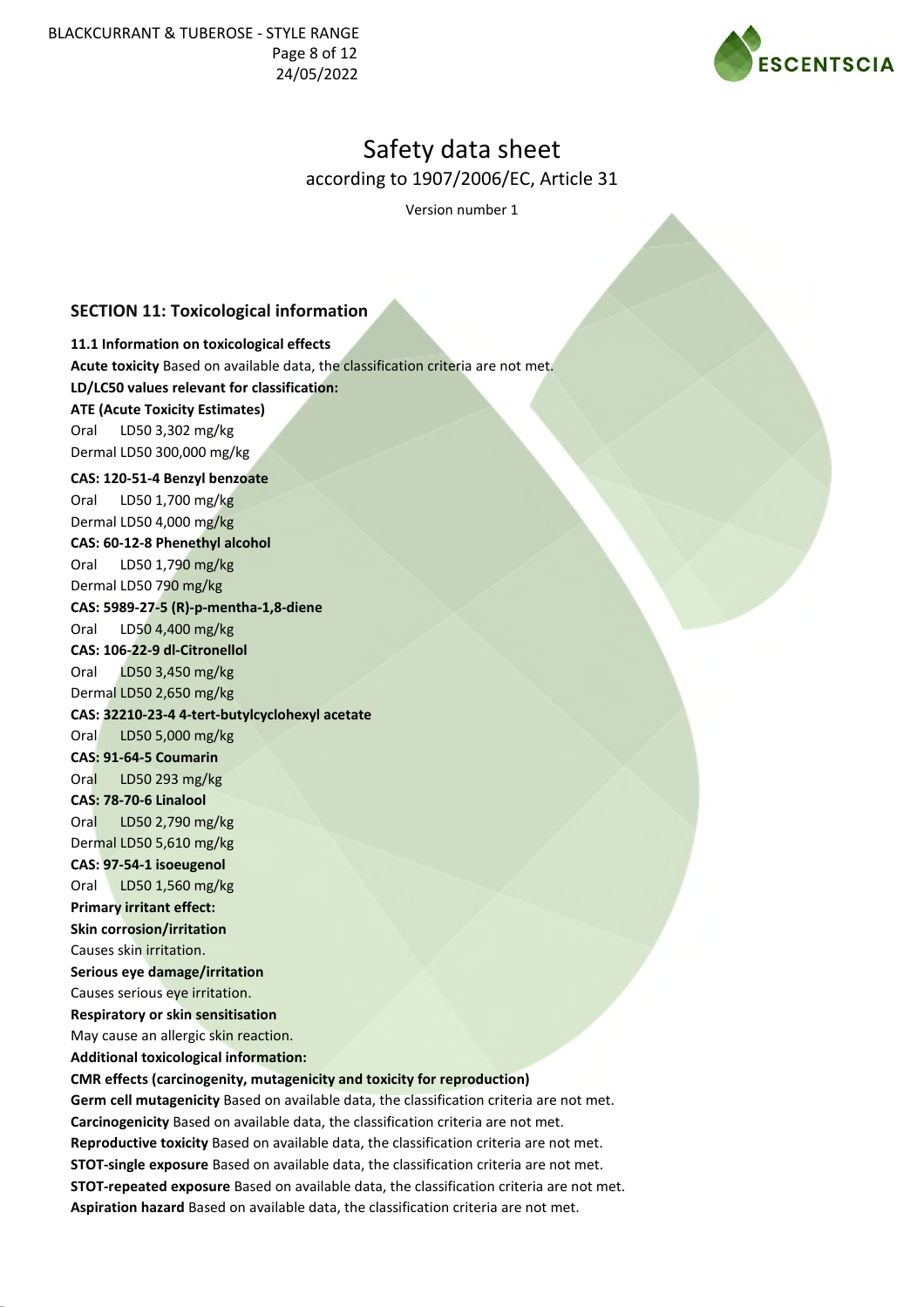# Safety data sheet

according to 1907/2006/EC, Article 31

Version number 1

## SECTION 11: Toxicological information

**11.1 Information on toxicological effects**

**Acute toxicity** Based on available data, the classification criteria are not met.

**LD/LC50 values relevant for classification:**

**ATE (Acute Toxicity Estimates)**

Oral LD50 3,302 mg/kg
Dermal LD50 300,000 mg/kg

**CAS: 120-51-4 Benzyl benzoate**

Oral LD50 1,700 mg/kg
Dermal LD50 4,000 mg/kg

**CAS: 60-12-8 Phenethyl alcohol**

Oral LD50 1,790 mg/kg
Dermal LD50 790 mg/kg

**CAS: 5989-27-5 (R)-p-mentha-1,8-diene**

Oral LD50 4,400 mg/kg

**CAS: 106-22-9 dl-Citronellol**

Oral LD50 3,450 mg/kg
Dermal LD50 2,650 mg/kg

**CAS: 32210-23-4 4-tert-butylcyclohexyl acetate**

Oral LD50 5,000 mg/kg

**CAS: 91-64-5 Coumarin**

Oral LD50 293 mg/kg

**CAS: 78-70-6 Linalool**

Oral LD50 2,790 mg/kg
Dermal LD50 5,610 mg/kg

**CAS: 97-54-1 isoeugenol**

Oral LD50 1,560 mg/kg

**Primary irritant effect:**

**Skin corrosion/irritation**

Causes skin irritation.

**Serious eye damage/irritation**

Causes serious eye irritation.

**Respiratory or skin sensitisation**

May cause an allergic skin reaction.

**Additional toxicological information:**

**CMR effects (carcinogenity, mutagenicity and toxicity for reproduction)**

**Germ cell mutagenicity** Based on available data, the classification criteria are not met.

**Carcinogenicity** Based on available data, the classification criteria are not met.

**Reproductive toxicity** Based on available data, the classification criteria are not met.

**STOT-single exposure** Based on available data, the classification criteria are not met.

**STOT-repeated exposure** Based on available data, the classification criteria are not met.

**Aspiration hazard** Based on available data, the classification criteria are not met.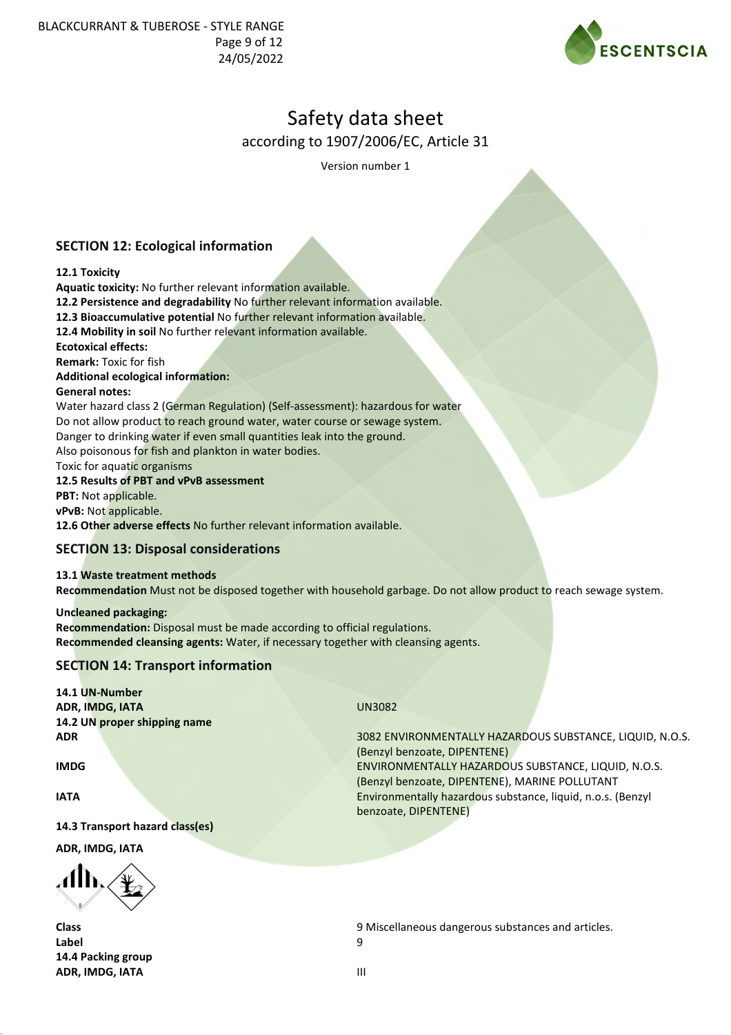# Safety data sheet

according to 1907/2006/EC, Article 31

Version number 1

## SECTION 12: Ecological information

**12.1 Toxicity**

**Aquatic toxicity:** No further relevant information available.

**12.2 Persistence and degradability** No further relevant information available.

**12.3 Bioaccumulative potential** No further relevant information available.

**12.4 Mobility in soil** No further relevant information available.

**Ecotoxical effects:**

**Remark:** Toxic for fish

**Additional ecological information:**

**General notes:**

Water hazard class 2 (German Regulation) (Self-assessment): hazardous for water

Do not allow product to reach ground water, water course or sewage system.

Danger to drinking water if even small quantities leak into the ground.

Also poisonous for fish and plankton in water bodies.

Toxic for aquatic organisms

**12.5 Results of PBT and vPvB assessment**

**PBT:** Not applicable.

**vPvB:** Not applicable.

**12.6 Other adverse effects** No further relevant information available.

## SECTION 13: Disposal considerations

**13.1 Waste treatment methods**

**Recommendation** Must not be disposed together with household garbage. Do not allow product to reach sewage system.

**Uncleaned packaging:**

**Recommendation:** Disposal must be made according to official regulations.

**Recommended cleansing agents:** Water, if necessary together with cleansing agents.

## SECTION 14: Transport information

**14.1 UN-Number**

**ADR, IMDG, IATA** UN3082

**14.2 UN proper shipping name**

**ADR** 3082 ENVIRONMENTALLY HAZARDOUS SUBSTANCE, LIQUID, N.O.S. (Benzyl benzoate, DIPENTENE)

**IMDG** ENVIRONMENTALLY HAZARDOUS SUBSTANCE, LIQUID, N.O.S. (Benzyl benzoate, DIPENTENE), MARINE POLLUTANT

**IATA** Environmentally hazardous substance, liquid, n.o.s. (Benzyl benzoate, DIPENTENE)

**14.3 Transport hazard class(es)**

**ADR, IMDG, IATA**

**Class** 9 Miscellaneous dangerous substances and articles.

**Label** 9

**14.4 Packing group**

**ADR, IMDG, IATA** III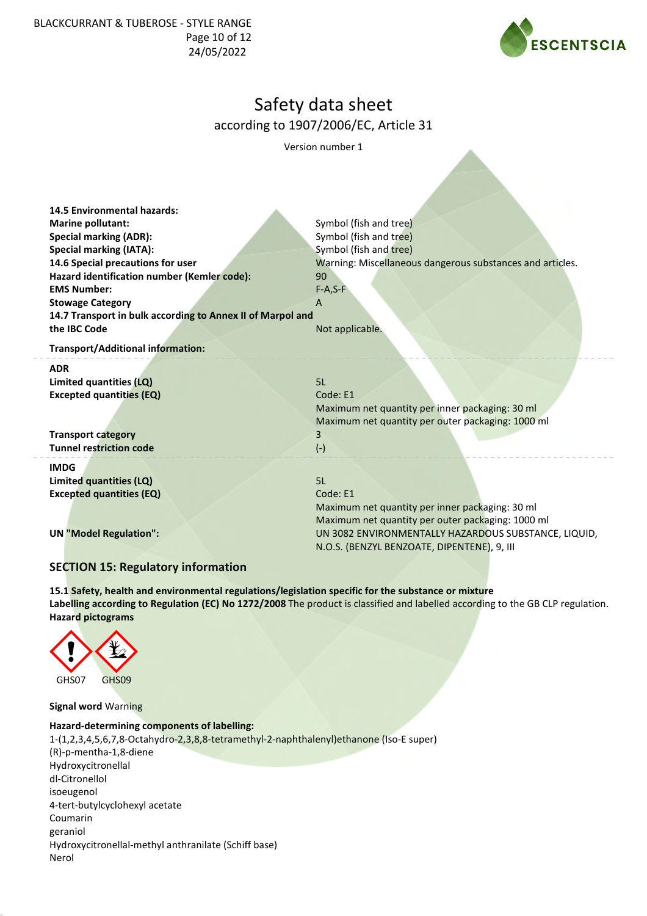# Safety data sheet

according to 1907/2006/EC, Article 31

Version number 1

| | |
|---|---|
| **14.5 Environmental hazards:** | |
| **Marine pollutant:** | Symbol (fish and tree) |
| **Special marking (ADR):** | Symbol (fish and tree) |
| **Special marking (IATA):** | Symbol (fish and tree) |
| **14.6 Special precautions for user** | Warning: Miscellaneous dangerous substances and articles. |
| **Hazard identification number (Kemler code):** | 90 |
| **EMS Number:** | F-A,S-F |
| **Stowage Category** | A |
| **14.7 Transport in bulk according to Annex II of Marpol and the IBC Code** | Not applicable. |

**Transport/Additional information:**

| | |
|---|---|
| **ADR** | |
| **Limited quantities (LQ)** | 5L |
| **Excepted quantities (EQ)** | Code: E1<br>Maximum net quantity per inner packaging: 30 ml<br>Maximum net quantity per outer packaging: 1000 ml |
| **Transport category** | 3 |
| **Tunnel restriction code** | (-) |

| | |
|---|---|
| **IMDG** | |
| **Limited quantities (LQ)** | 5L |
| **Excepted quantities (EQ)** | Code: E1<br>Maximum net quantity per inner packaging: 30 ml<br>Maximum net quantity per outer packaging: 1000 ml |
| **UN "Model Regulation":** | UN 3082 ENVIRONMENTALLY HAZARDOUS SUBSTANCE, LIQUID, N.O.S. (BENZYL BENZOATE, DIPENTENE), 9, III |

## SECTION 15: Regulatory information

**15.1 Safety, health and environmental regulations/legislation specific for the substance or mixture**

**Labelling according to Regulation (EC) No 1272/2008** The product is classified and labelled according to the GB CLP regulation.

**Hazard pictograms**

GHS07 GHS09

**Signal word** Warning

**Hazard-determining components of labelling:**

1-(1,2,3,4,5,6,7,8-Octahydro-2,3,8,8-tetramethyl-2-naphthalenyl)ethanone (Iso-E super)
(R)-p-mentha-1,8-diene
Hydroxycitronellal
dl-Citronellol
isoeugenol
4-tert-butylcyclohexyl acetate
Coumarin
geraniol
Hydroxycitronellal-methyl anthranilate (Schiff base)
Nerol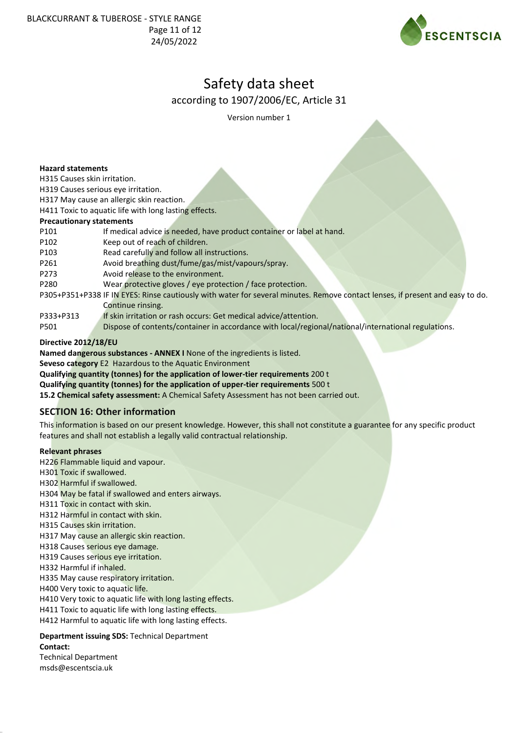**Hazard statements**

H315 Causes skin irritation.
H319 Causes serious eye irritation.
H317 May cause an allergic skin reaction.
H411 Toxic to aquatic life with long lasting effects.

**Precautionary statements**

| | |
|---|---|
| P101 | If medical advice is needed, have product container or label at hand. |
| P102 | Keep out of reach of children. |
| P103 | Read carefully and follow all instructions. |
| P261 | Avoid breathing dust/fume/gas/mist/vapours/spray. |
| P273 | Avoid release to the environment. |
| P280 | Wear protective gloves / eye protection / face protection. |
| P305+P351+P338 | IF IN EYES: Rinse cautiously with water for several minutes. Remove contact lenses, if present and easy to do. Continue rinsing. |
| P333+P313 | If skin irritation or rash occurs: Get medical advice/attention. |
| P501 | Dispose of contents/container in accordance with local/regional/national/international regulations. |

**Directive 2012/18/EU**

**Named dangerous substances - ANNEX I** None of the ingredients is listed.
**Seveso category** E2 Hazardous to the Aquatic Environment
**Qualifying quantity (tonnes) for the application of lower-tier requirements** 200 t
**Qualifying quantity (tonnes) for the application of upper-tier requirements** 500 t
**15.2 Chemical safety assessment:** A Chemical Safety Assessment has not been carried out.

## SECTION 16: Other information

This information is based on our present knowledge. However, this shall not constitute a guarantee for any specific product features and shall not establish a legally valid contractual relationship.

**Relevant phrases**

H226 Flammable liquid and vapour.
H301 Toxic if swallowed.
H302 Harmful if swallowed.
H304 May be fatal if swallowed and enters airways.
H311 Toxic in contact with skin.
H312 Harmful in contact with skin.
H315 Causes skin irritation.
H317 May cause an allergic skin reaction.
H318 Causes serious eye damage.
H319 Causes serious eye irritation.
H332 Harmful if inhaled.
H335 May cause respiratory irritation.
H400 Very toxic to aquatic life.
H410 Very toxic to aquatic life with long lasting effects.
H411 Toxic to aquatic life with long lasting effects.
H412 Harmful to aquatic life with long lasting effects.

**Department issuing SDS:** Technical Department
**Contact:**
Technical Department
msds@escentscia.uk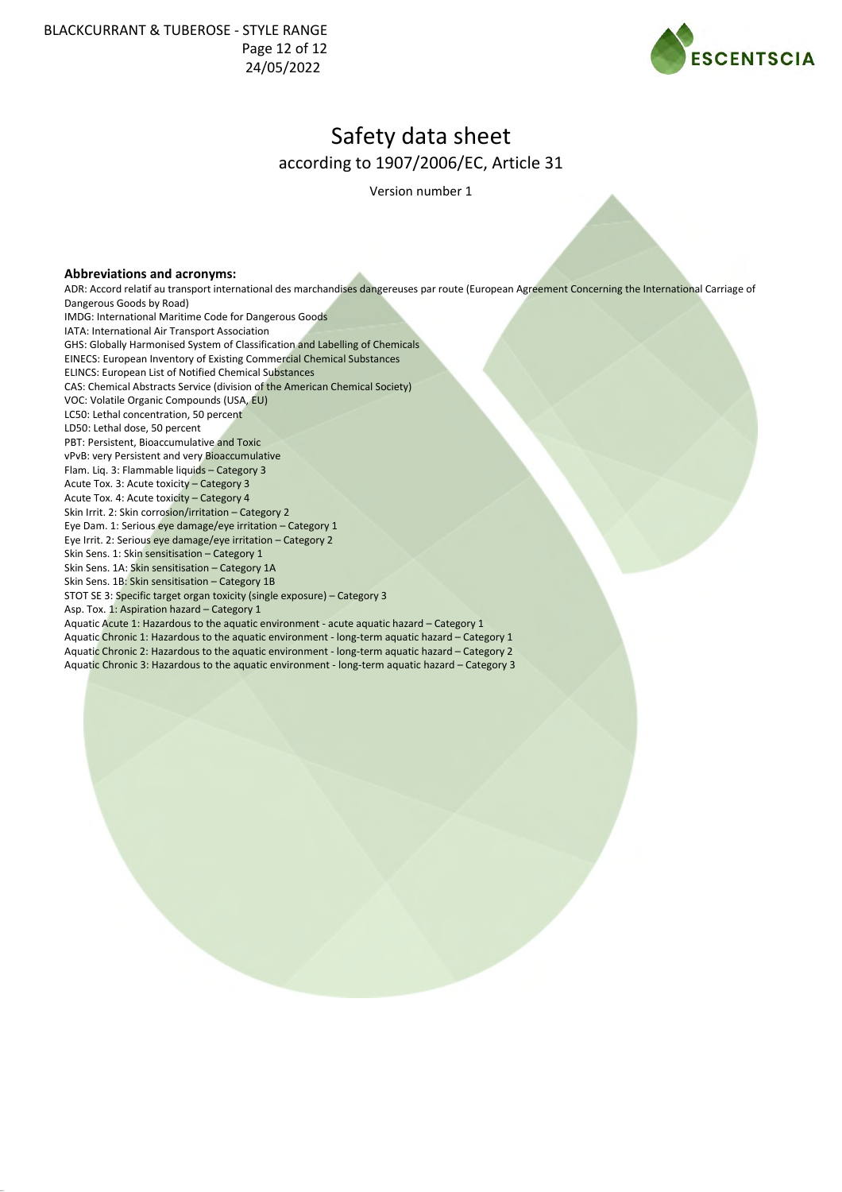# Safety data sheet

according to 1907/2006/EC, Article 31

Version number 1

**Abbreviations and acronyms:**

ADR: Accord relatif au transport international des marchandises dangereuses par route (European Agreement Concerning the International Carriage of Dangerous Goods by Road)
IMDG: International Maritime Code for Dangerous Goods
IATA: International Air Transport Association
GHS: Globally Harmonised System of Classification and Labelling of Chemicals
EINECS: European Inventory of Existing Commercial Chemical Substances
ELINCS: European List of Notified Chemical Substances
CAS: Chemical Abstracts Service (division of the American Chemical Society)
VOC: Volatile Organic Compounds (USA, EU)
LC50: Lethal concentration, 50 percent
LD50: Lethal dose, 50 percent
PBT: Persistent, Bioaccumulative and Toxic
vPvB: very Persistent and very Bioaccumulative
Flam. Liq. 3: Flammable liquids – Category 3
Acute Tox. 3: Acute toxicity – Category 3
Acute Tox. 4: Acute toxicity – Category 4
Skin Irrit. 2: Skin corrosion/irritation – Category 2
Eye Dam. 1: Serious eye damage/eye irritation – Category 1
Eye Irrit. 2: Serious eye damage/eye irritation – Category 2
Skin Sens. 1: Skin sensitisation – Category 1
Skin Sens. 1A: Skin sensitisation – Category 1A
Skin Sens. 1B: Skin sensitisation – Category 1B
STOT SE 3: Specific target organ toxicity (single exposure) – Category 3
Asp. Tox. 1: Aspiration hazard – Category 1
Aquatic Acute 1: Hazardous to the aquatic environment - acute aquatic hazard – Category 1
Aquatic Chronic 1: Hazardous to the aquatic environment - long-term aquatic hazard – Category 1
Aquatic Chronic 2: Hazardous to the aquatic environment - long-term aquatic hazard – Category 2
Aquatic Chronic 3: Hazardous to the aquatic environment - long-term aquatic hazard – Category 3